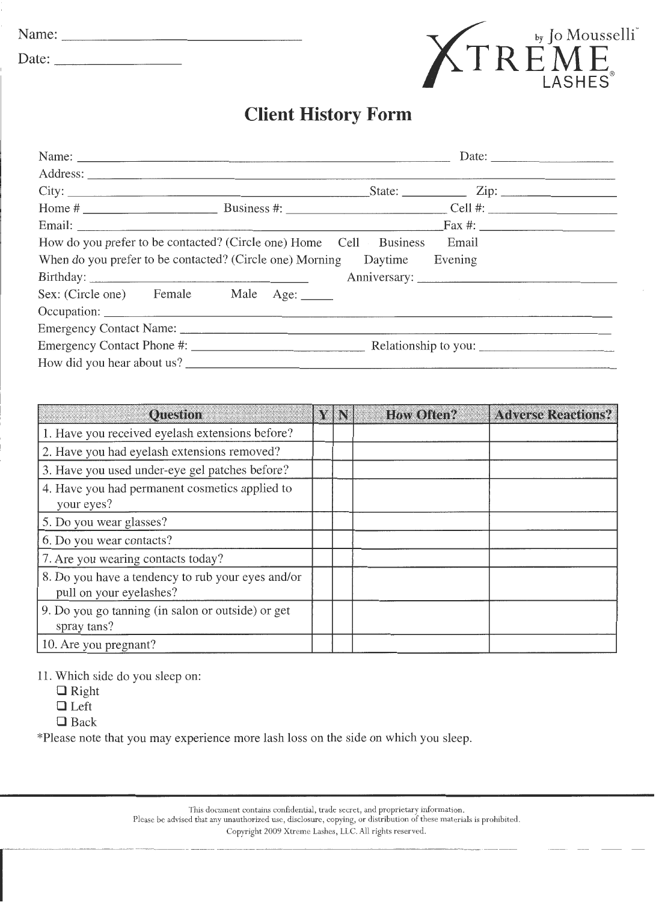Name: ______________________________

Date: ________________

XTREME LASHES® by Jo Mousselli™

# Client History Form

Name: ____________________________________________ Date: ________________

Address: ______________________________________________________________

City: ______________________________ State: __________ Zip: ______________

Home # ________________ Business #: ____________________ Cell #: ______________

Email: ____________________________________________ Fax #: ______________

How do you prefer to be contacted? (Circle one) Home Cell Business Email

When do you prefer to be contacted? (Circle one) Morning Daytime Evening

Birthday: ____________________________ Anniversary: ______________________

Sex: (Circle one) Female Male Age: _____

Occupation: ____________________________________________________________

Emergency Contact Name: ________________________________________________

Emergency Contact Phone #: ____________________ Relationship to you: ______________

How did you hear about us? ______________________________________________

| Question | Y | N | How Often? | Adverse Reactions? |
|---|---|---|---|---|
| 1. Have you received eyelash extensions before? | | | | |
| 2. Have you had eyelash extensions removed? | | | | |
| 3. Have you used under-eye gel patches before? | | | | |
| 4. Have you had permanent cosmetics applied to your eyes? | | | | |
| 5. Do you wear glasses? | | | | |
| 6. Do you wear contacts? | | | | |
| 7. Are you wearing contacts today? | | | | |
| 8. Do you have a tendency to rub your eyes and/or pull on your eyelashes? | | | | |
| 9. Do you go tanning (in salon or outside) or get spray tans? | | | | |
| 10. Are you pregnant? | | | | |

11. Which side do you sleep on:
- ☐ Right
- ☐ Left
- ☐ Back

*Please note that you may experience more lash loss on the side on which you sleep.

This document contains confidential, trade secret, and proprietary information.
Please be advised that any unauthorized use, disclosure, copying, or distribution of these materials is prohibited.
Copyright 2009 Xtreme Lashes, LLC. All rights reserved.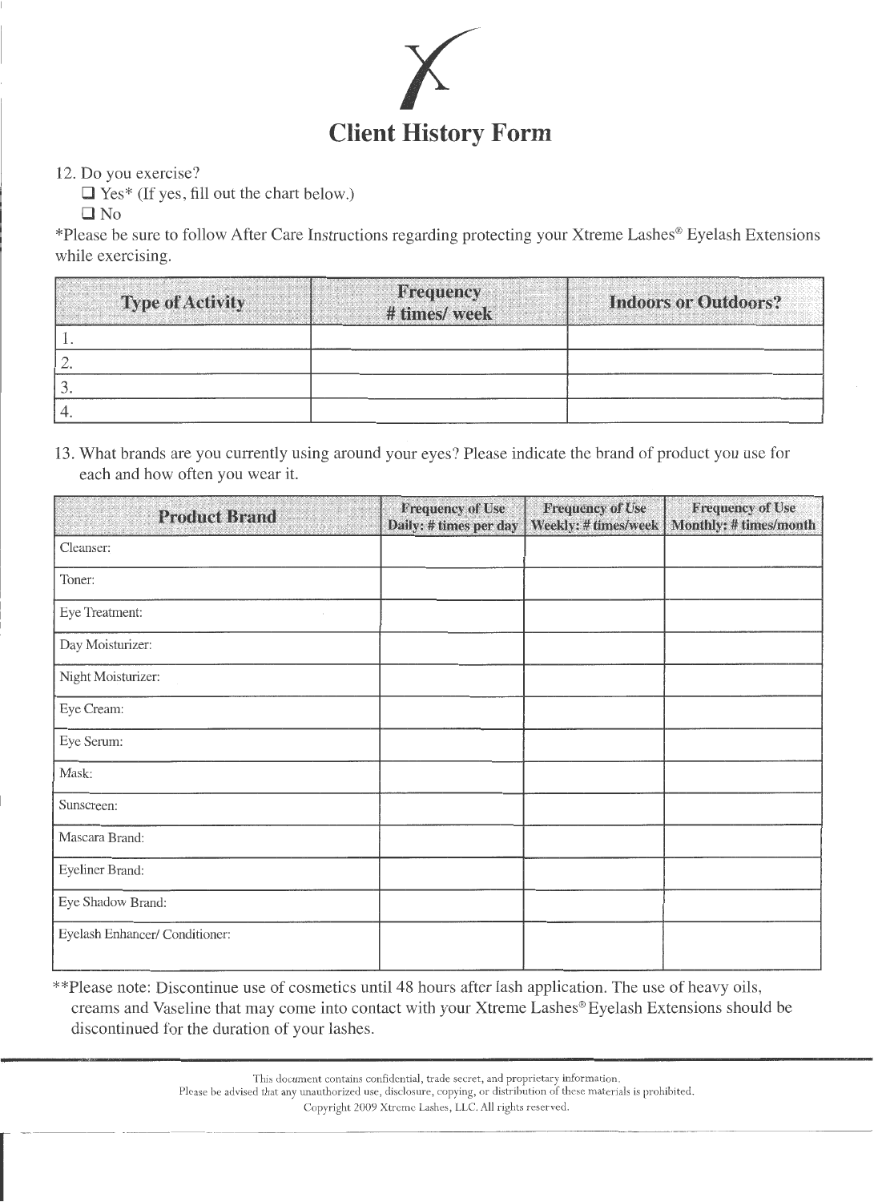# Client History Form

12. Do you exercise?
    - ❑ Yes* (If yes, fill out the chart below.)
    - ❑ No

*Please be sure to follow After Care Instructions regarding protecting your Xtreme Lashes® Eyelash Extensions while exercising.

| Type of Activity | Frequency # times/ week | Indoors or Outdoors? |
|---|---|---|
| 1. | | |
| 2. | | |
| 3. | | |
| 4. | | |

13. What brands are you currently using around your eyes? Please indicate the brand of product you use for each and how often you wear it.

| Product Brand | Frequency of Use Daily: # times per day | Frequency of Use Weekly: # times/week | Frequency of Use Monthly: # times/month |
|---|---|---|---|
| Cleanser: | | | |
| Toner: | | | |
| Eye Treatment: | | | |
| Day Moisturizer: | | | |
| Night Moisturizer: | | | |
| Eye Cream: | | | |
| Eye Serum: | | | |
| Mask: | | | |
| Sunscreen: | | | |
| Mascara Brand: | | | |
| Eyeliner Brand: | | | |
| Eye Shadow Brand: | | | |
| Eyelash Enhancer/ Conditioner: | | | |

**Please note: Discontinue use of cosmetics until 48 hours after lash application. The use of heavy oils, creams and Vaseline that may come into contact with your Xtreme Lashes® Eyelash Extensions should be discontinued for the duration of your lashes.

This document contains confidential, trade secret, and proprietary information.
Please be advised that any unauthorized use, disclosure, copying, or distribution of these materials is prohibited.
Copyright 2009 Xtreme Lashes, LLC. All rights reserved.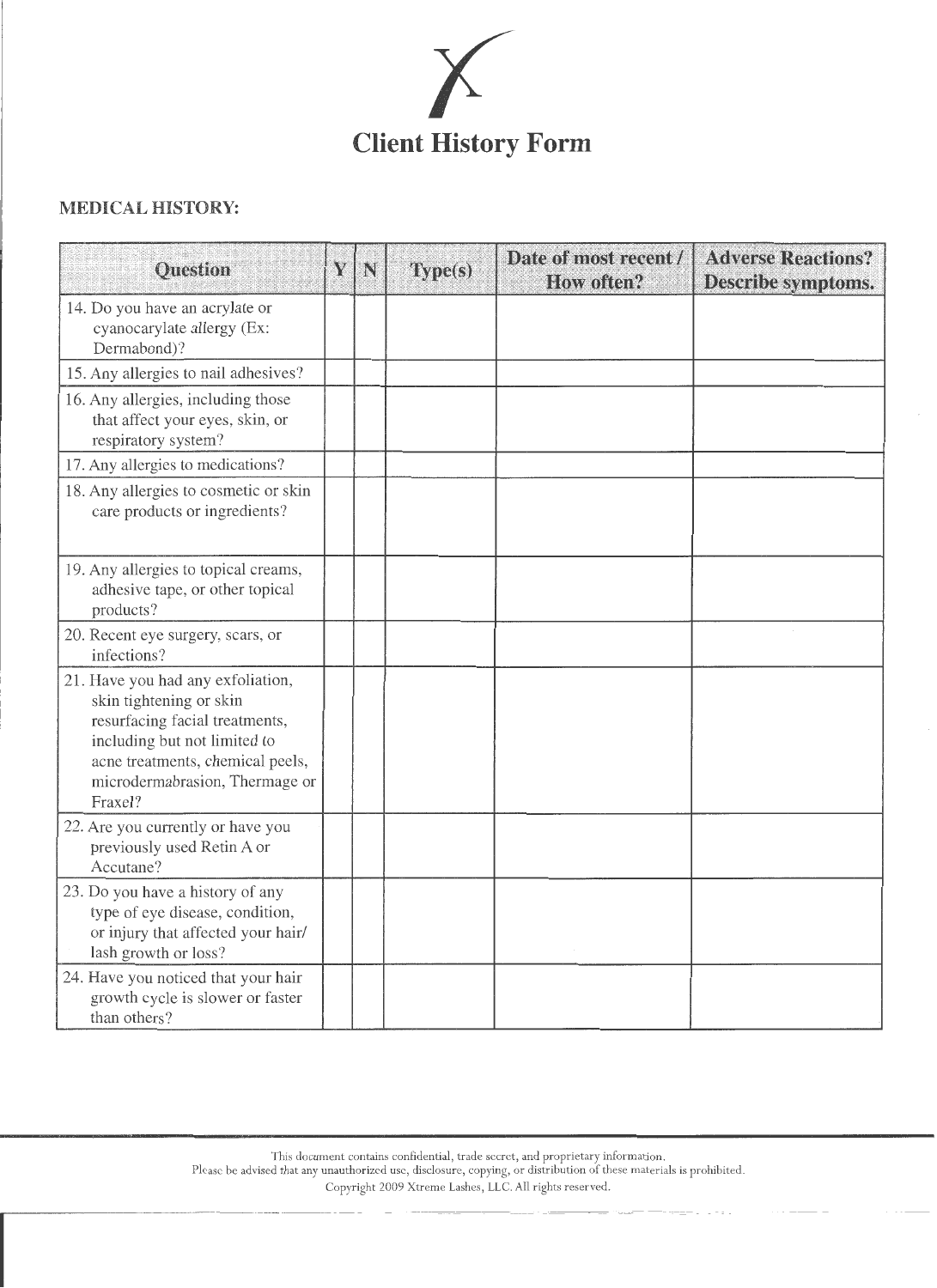# Client History Form

## MEDICAL HISTORY:

| Question | Y | N | Type(s) | Date of most recent / How often? | Adverse Reactions? Describe symptoms. |
|---|---|---|---|---|---|
| 14. Do you have an acrylate or cyanocarylate allergy (Ex: Dermabond)? | | | | | |
| 15. Any allergies to nail adhesives? | | | | | |
| 16. Any allergies, including those that affect your eyes, skin, or respiratory system? | | | | | |
| 17. Any allergies to medications? | | | | | |
| 18. Any allergies to cosmetic or skin care products or ingredients? | | | | | |
| 19. Any allergies to topical creams, adhesive tape, or other topical products? | | | | | |
| 20. Recent eye surgery, scars, or infections? | | | | | |
| 21. Have you had any exfoliation, skin tightening or skin resurfacing facial treatments, including but not limited to acne treatments, chemical peels, microdermabrasion, Thermage or Fraxel? | | | | | |
| 22. Are you currently or have you previously used Retin A or Accutane? | | | | | |
| 23. Do you have a history of any type of eye disease, condition, or injury that affected your hair/ lash growth or loss? | | | | | |
| 24. Have you noticed that your hair growth cycle is slower or faster than others? | | | | | |

This document contains confidential, trade secret, and proprietary information.
Please be advised that any unauthorized use, disclosure, copying, or distribution of these materials is prohibited.
Copyright 2009 Xtreme Lashes, LLC. All rights reserved.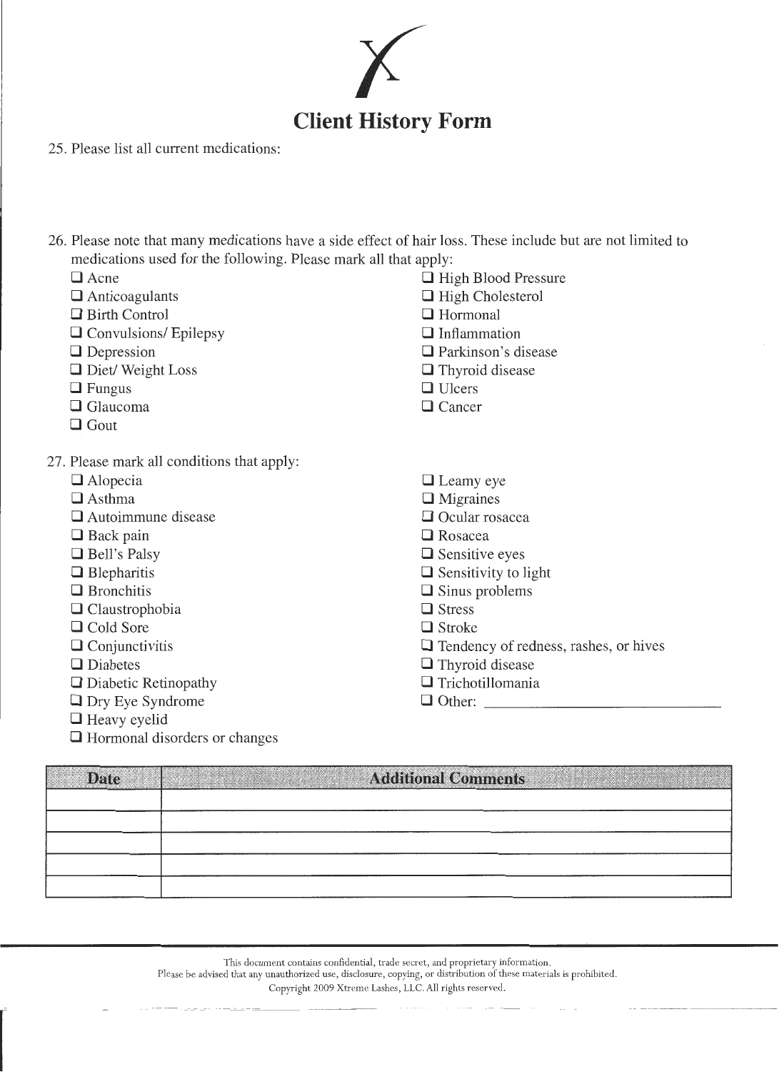# Client History Form

25. Please list all current medications:

26. Please note that many medications have a side effect of hair loss. These include but are not limited to medications used for the following. Please mark all that apply:

- ❑ Acne
- ❑ Anticoagulants
- ❑ Birth Control
- ❑ Convulsions/ Epilepsy
- ❑ Depression
- ❑ Diet/ Weight Loss
- ❑ Fungus
- ❑ Glaucoma
- ❑ Gout
- ❑ High Blood Pressure
- ❑ High Cholesterol
- ❑ Hormonal
- ❑ Inflammation
- ❑ Parkinson's disease
- ❑ Thyroid disease
- ❑ Ulcers
- ❑ Cancer

27. Please mark all conditions that apply:

- ❑ Alopecia
- ❑ Asthma
- ❑ Autoimmune disease
- ❑ Back pain
- ❑ Bell's Palsy
- ❑ Blepharitis
- ❑ Bronchitis
- ❑ Claustrophobia
- ❑ Cold Sore
- ❑ Conjunctivitis
- ❑ Diabetes
- ❑ Diabetic Retinopathy
- ❑ Dry Eye Syndrome
- ❑ Heavy eyelid
- ❑ Hormonal disorders or changes
- ❑ Leamy eye
- ❑ Migraines
- ❑ Ocular rosacea
- ❑ Rosacea
- ❑ Sensitive eyes
- ❑ Sensitivity to light
- ❑ Sinus problems
- ❑ Stress
- ❑ Stroke
- ❑ Tendency of redness, rashes, or hives
- ❑ Thyroid disease
- ❑ Trichotillomania
- ❑ Other: ______________________

| Date | Additional Comments |
|---|---|
| | |
| | |
| | |
| | |
| | |

This document contains confidential, trade secret, and proprietary information.
Please be advised that any unauthorized use, disclosure, copying, or distribution of these materials is prohibited.
Copyright 2009 Xtreme Lashes, LLC. All rights reserved.